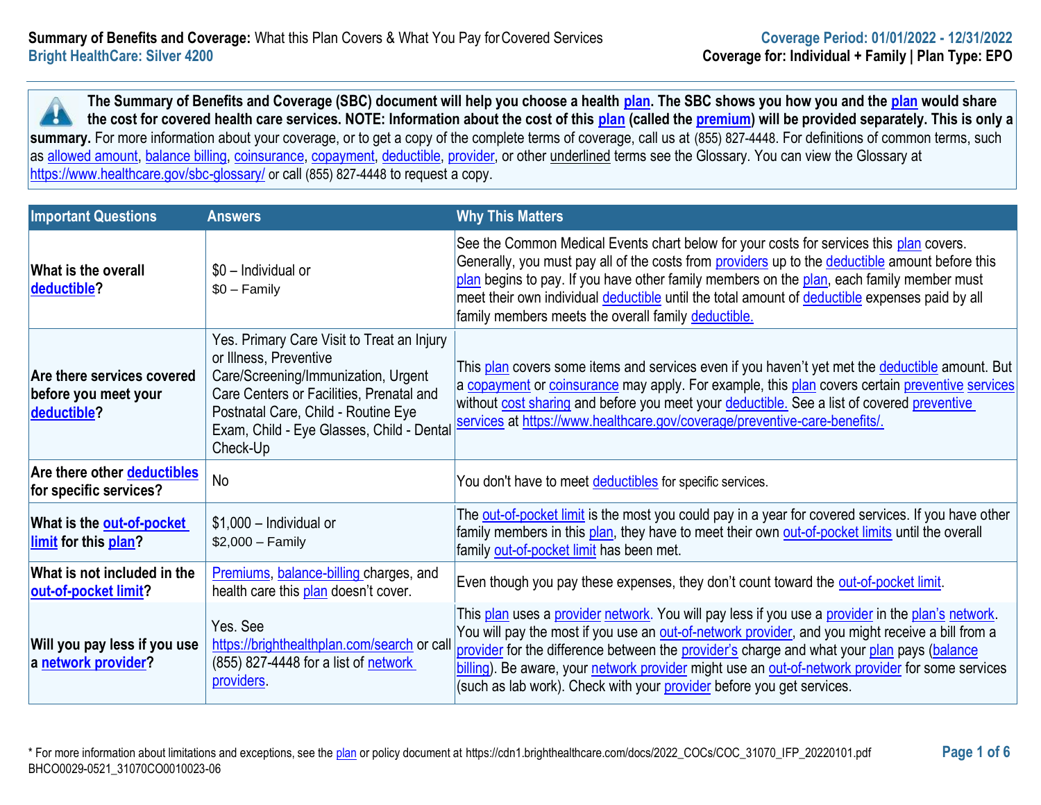**Summary of Benefits and Coverage:** What this Plan Covers & What You Pay for Covered Services
**Bright HealthCare: Silver 4200**

**Coverage Period: 01/01/2022 - 12/31/2022**
**Coverage for: Individual + Family | Plan Type: EPO**

**The Summary of Benefits and Coverage (SBC) document will help you choose a health plan. The SBC shows you how you and the plan would share the cost for covered health care services. NOTE: Information about the cost of this plan (called the premium) will be provided separately. This is only a summary.** For more information about your coverage, or to get a copy of the complete terms of coverage, call us at (855) 827-4448. For definitions of common terms, such as allowed amount, balance billing, coinsurance, copayment, deductible, provider, or other underlined terms see the Glossary. You can view the Glossary at https://www.healthcare.gov/sbc-glossary/ or call (855) 827-4448 to request a copy.

| Important Questions | Answers | Why This Matters |
|---|---|---|
| **What is the overall deductible?** | $0 – Individual or<br>$0 – Family | See the Common Medical Events chart below for your costs for services this plan covers. Generally, you must pay all of the costs from providers up to the deductible amount before this plan begins to pay. If you have other family members on the plan, each family member must meet their own individual deductible until the total amount of deductible expenses paid by all family members meets the overall family deductible. |
| **Are there services covered before you meet your deductible?** | Yes. Primary Care Visit to Treat an Injury or Illness, Preventive Care/Screening/Immunization, Urgent Care Centers or Facilities, Prenatal and Postnatal Care, Child - Routine Eye Exam, Child - Eye Glasses, Child - Dental Check-Up | This plan covers some items and services even if you haven't yet met the deductible amount. But a copayment or coinsurance may apply. For example, this plan covers certain preventive services without cost sharing and before you meet your deductible. See a list of covered preventive services at https://www.healthcare.gov/coverage/preventive-care-benefits/. |
| **Are there other deductibles for specific services?** | No | You don't have to meet deductibles for specific services. |
| **What is the out-of-pocket limit for this plan?** | $1,000 – Individual or<br>$2,000 – Family | The out-of-pocket limit is the most you could pay in a year for covered services. If you have other family members in this plan, they have to meet their own out-of-pocket limits until the overall family out-of-pocket limit has been met. |
| **What is not included in the out-of-pocket limit?** | Premiums, balance-billing charges, and health care this plan doesn't cover. | Even though you pay these expenses, they don't count toward the out-of-pocket limit. |
| **Will you pay less if you use a network provider?** | Yes. See https://brighthealthplan.com/search or call (855) 827-4448 for a list of network providers. | This plan uses a provider network. You will pay less if you use a provider in the plan's network. You will pay the most if you use an out-of-network provider, and you might receive a bill from a provider for the difference between the provider's charge and what your plan pays (balance billing). Be aware, your network provider might use an out-of-network provider for some services (such as lab work). Check with your provider before you get services. |

\* For more information about limitations and exceptions, see the plan or policy document at https://cdn1.brighthealthcare.com/docs/2022_COCs/COC_31070_IFP_20220101.pdf
BHCO0029-0521_31070CO0010023-06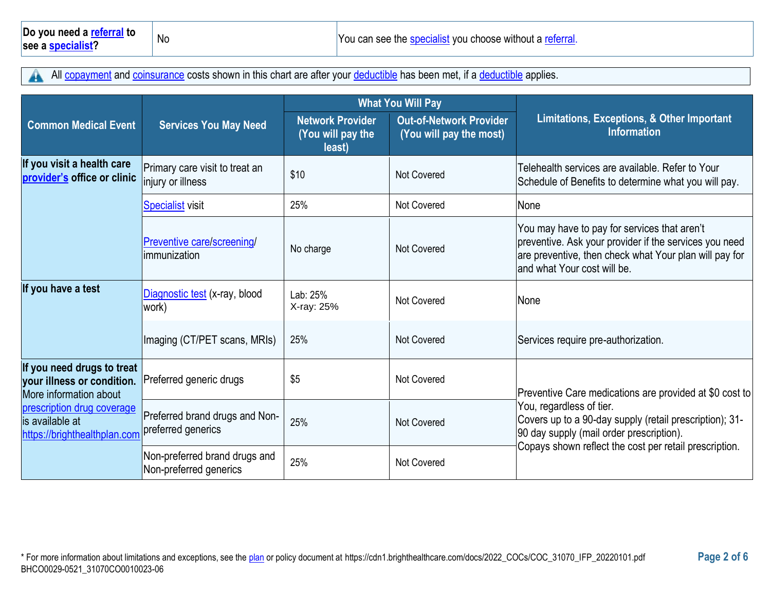| Do you need a referral to see a specialist? | No | You can see the specialist you choose without a referral. |
|---|---|---|

All copayment and coinsurance costs shown in this chart are after your deductible has been met, if a deductible applies.

| Common Medical Event | Services You May Need | What You Will Pay | | Limitations, Exceptions, & Other Important Information |
|---|---|---|---|---|
| | | Network Provider (You will pay the least) | Out-of-Network Provider (You will pay the most) | |
| If you visit a health care provider's office or clinic | Primary care visit to treat an injury or illness | $10 | Not Covered | Telehealth services are available. Refer to Your Schedule of Benefits to determine what you will pay. |
| | Specialist visit | 25% | Not Covered | None |
| | Preventive care/screening/ immunization | No charge | Not Covered | You may have to pay for services that aren't preventive. Ask your provider if the services you need are preventive, then check what Your plan will pay for and what Your cost will be. |
| If you have a test | Diagnostic test (x-ray, blood work) | Lab: 25%<br>X-ray: 25% | Not Covered | None |
| | Imaging (CT/PET scans, MRIs) | 25% | Not Covered | Services require pre-authorization. |
| If you need drugs to treat your illness or condition. More information about prescription drug coverage is available at https://brighthealthplan.com | Preferred generic drugs | $5 | Not Covered | Preventive Care medications are provided at $0 cost to You, regardless of tier.<br>Covers up to a 90-day supply (retail prescription); 31-90 day supply (mail order prescription).<br>Copays shown reflect the cost per retail prescription. |
| | Preferred brand drugs and Non-preferred generics | 25% | Not Covered | |
| | Non-preferred brand drugs and Non-preferred generics | 25% | Not Covered | |

\* For more information about limitations and exceptions, see the plan or policy document at https://cdn1.brighthealthcare.com/docs/2022_COCs/COC_31070_IFP_20220101.pdf
BHCO0029-0521_31070CO0010023-06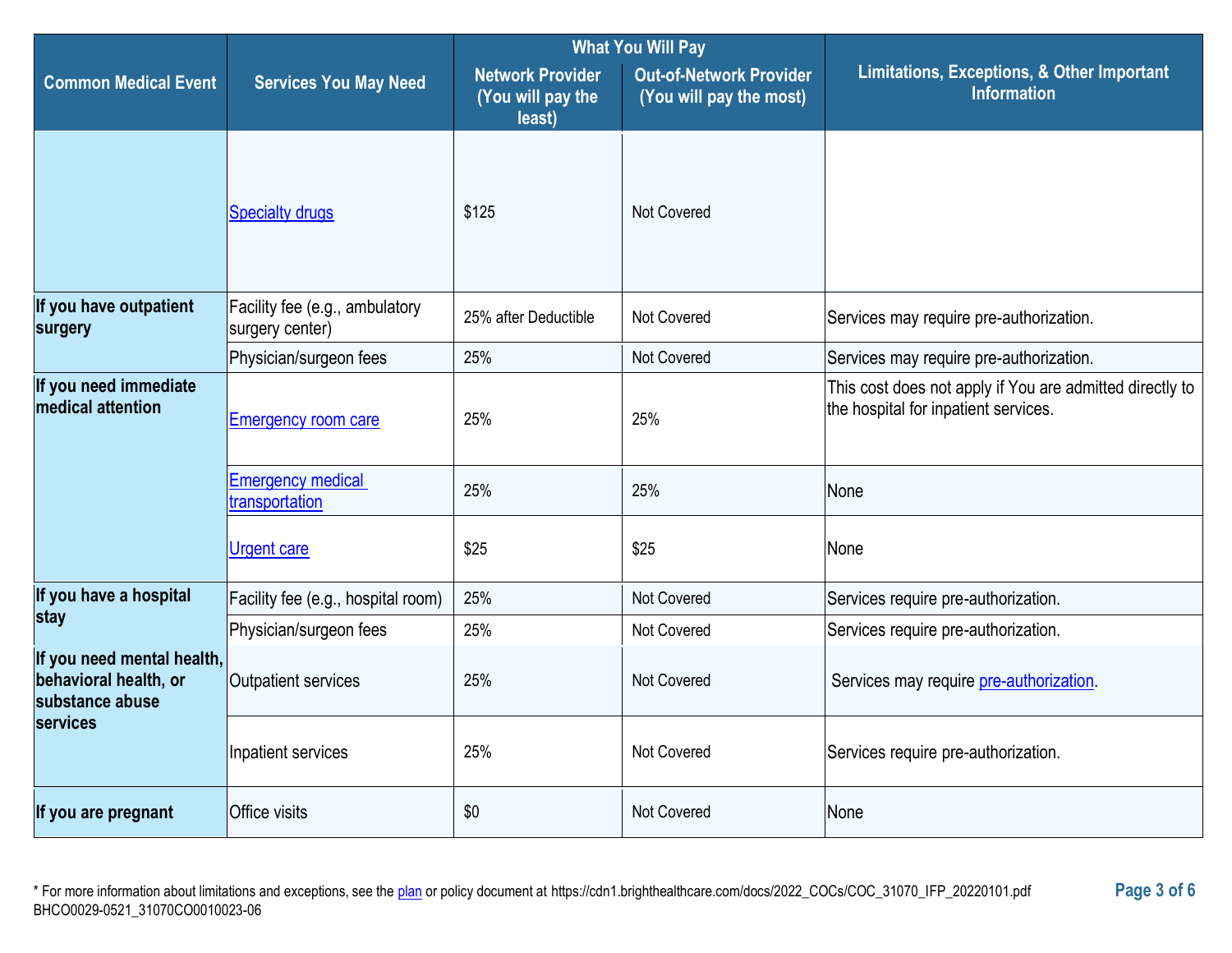| Common Medical Event | Services You May Need | What You Will Pay Network Provider (You will pay the least) | Out-of-Network Provider (You will pay the most) | Limitations, Exceptions, & Other Important Information |
|---|---|---|---|---|
| | Specialty drugs | $125 | Not Covered | |
| **If you have outpatient surgery** | Facility fee (e.g., ambulatory surgery center) | 25% after Deductible | Not Covered | Services may require pre-authorization. |
| | Physician/surgeon fees | 25% | Not Covered | Services may require pre-authorization. |
| **If you need immediate medical attention** | Emergency room care | 25% | 25% | This cost does not apply if You are admitted directly to the hospital for inpatient services. |
| | Emergency medical transportation | 25% | 25% | None |
| | Urgent care | $25 | $25 | None |
| **If you have a hospital stay** | Facility fee (e.g., hospital room) | 25% | Not Covered | Services require pre-authorization. |
| | Physician/surgeon fees | 25% | Not Covered | Services require pre-authorization. |
| **If you need mental health, behavioral health, or substance abuse services** | Outpatient services | 25% | Not Covered | Services may require pre-authorization. |
| | Inpatient services | 25% | Not Covered | Services require pre-authorization. |
| **If you are pregnant** | Office visits | $0 | Not Covered | None |

* For more information about limitations and exceptions, see the plan or policy document at https://cdn1.brighthealthcare.com/docs/2022_COCs/COC_31070_IFP_20220101.pdf
BHCO0029-0521_31070CO0010023-06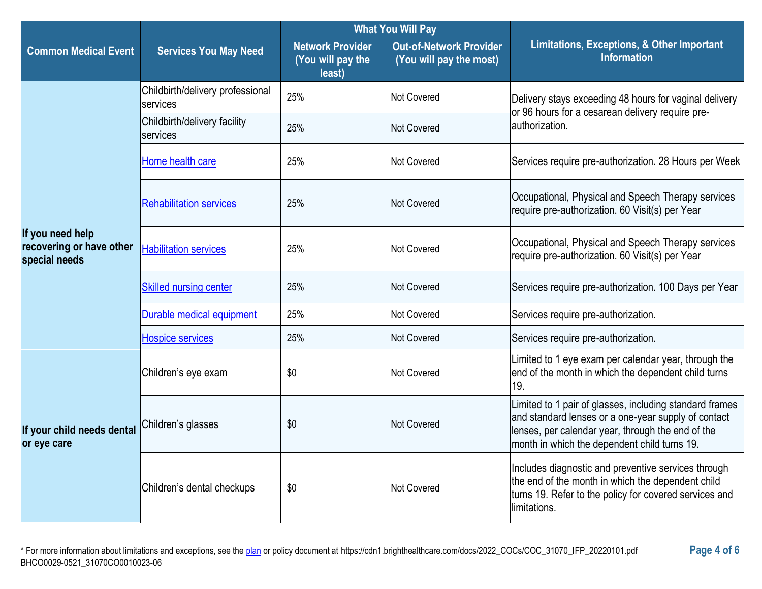| Common Medical Event | Services You May Need | What You Will Pay | | Limitations, Exceptions, & Other Important Information |
|---|---|---|---|---|
| | | Network Provider (You will pay the least) | Out-of-Network Provider (You will pay the most) | |
| | Childbirth/delivery professional services | 25% | Not Covered | Delivery stays exceeding 48 hours for vaginal delivery or 96 hours for a cesarean delivery require pre-authorization. |
| | Childbirth/delivery facility services | 25% | Not Covered | |
| If you need help recovering or have other special needs | Home health care | 25% | Not Covered | Services require pre-authorization. 28 Hours per Week |
| | Rehabilitation services | 25% | Not Covered | Occupational, Physical and Speech Therapy services require pre-authorization. 60 Visit(s) per Year |
| | Habilitation services | 25% | Not Covered | Occupational, Physical and Speech Therapy services require pre-authorization. 60 Visit(s) per Year |
| | Skilled nursing center | 25% | Not Covered | Services require pre-authorization. 100 Days per Year |
| | Durable medical equipment | 25% | Not Covered | Services require pre-authorization. |
| | Hospice services | 25% | Not Covered | Services require pre-authorization. |
| If your child needs dental or eye care | Children's eye exam | $0 | Not Covered | Limited to 1 eye exam per calendar year, through the end of the month in which the dependent child turns 19. |
| | Children's glasses | $0 | Not Covered | Limited to 1 pair of glasses, including standard frames and standard lenses or a one-year supply of contact lenses, per calendar year, through the end of the month in which the dependent child turns 19. |
| | Children's dental checkups | $0 | Not Covered | Includes diagnostic and preventive services through the end of the month in which the dependent child turns 19. Refer to the policy for covered services and limitations. |

* For more information about limitations and exceptions, see the plan or policy document at https://cdn1.brighthealthcare.com/docs/2022_COCs/COC_31070_IFP_20220101.pdf
BHCO0029-0521_31070CO0010023-06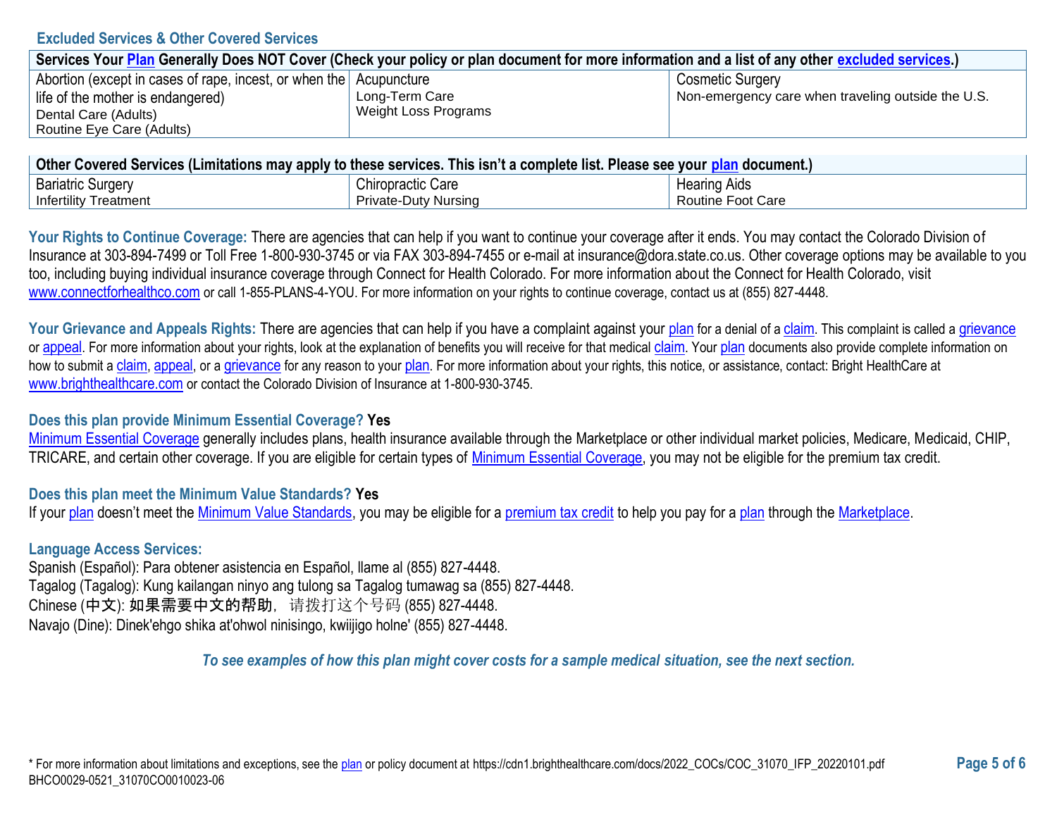## Excluded Services & Other Covered Services

| Services Your Plan Generally Does NOT Cover (Check your policy or plan document for more information and a list of any other excluded services.) | | |
|---|---|---|
| Abortion (except in cases of rape, incest, or when the life of the mother is endangered)<br>Dental Care (Adults)<br>Routine Eye Care (Adults) | Acupuncture<br>Long-Term Care<br>Weight Loss Programs | Cosmetic Surgery<br>Non-emergency care when traveling outside the U.S. |

| Other Covered Services (Limitations may apply to these services. This isn't a complete list. Please see your plan document.) | | |
|---|---|---|
| Bariatric Surgery<br>Infertility Treatment | Chiropractic Care<br>Private-Duty Nursing | Hearing Aids<br>Routine Foot Care |

**Your Rights to Continue Coverage:** There are agencies that can help if you want to continue your coverage after it ends. You may contact the Colorado Division of Insurance at 303-894-7499 or Toll Free 1-800-930-3745 or via FAX 303-894-7455 or e-mail at insurance@dora.state.co.us. Other coverage options may be available to you too, including buying individual insurance coverage through Connect for Health Colorado. For more information about the Connect for Health Colorado, visit www.connectforhealthco.com or call 1-855-PLANS-4-YOU. For more information on your rights to continue coverage, contact us at (855) 827-4448.

**Your Grievance and Appeals Rights:** There are agencies that can help if you have a complaint against your plan for a denial of a claim. This complaint is called a grievance or appeal. For more information about your rights, look at the explanation of benefits you will receive for that medical claim. Your plan documents also provide complete information on how to submit a claim, appeal, or a grievance for any reason to your plan. For more information about your rights, this notice, or assistance, contact: Bright HealthCare at www.brighthealthcare.com or contact the Colorado Division of Insurance at 1-800-930-3745.

**Does this plan provide Minimum Essential Coverage? Yes**

Minimum Essential Coverage generally includes plans, health insurance available through the Marketplace or other individual market policies, Medicare, Medicaid, CHIP, TRICARE, and certain other coverage. If you are eligible for certain types of Minimum Essential Coverage, you may not be eligible for the premium tax credit.

**Does this plan meet the Minimum Value Standards? Yes**

If your plan doesn't meet the Minimum Value Standards, you may be eligible for a premium tax credit to help you pay for a plan through the Marketplace.

**Language Access Services:**

Spanish (Español): Para obtener asistencia en Español, llame al (855) 827-4448.
Tagalog (Tagalog): Kung kailangan ninyo ang tulong sa Tagalog tumawag sa (855) 827-4448.
Chinese (中文): 如果需要中文的帮助，请拨打这个号码 (855) 827-4448.
Navajo (Dine): Dinek'ehgo shika at'ohwol ninisingo, kwiijigo holne' (855) 827-4448.

*To see examples of how this plan might cover costs for a sample medical situation, see the next section.*

* For more information about limitations and exceptions, see the plan or policy document at https://cdn1.brighthealthcare.com/docs/2022_COCs/COC_31070_IFP_20220101.pdf
BHCO0029-0521_31070CO0010023-06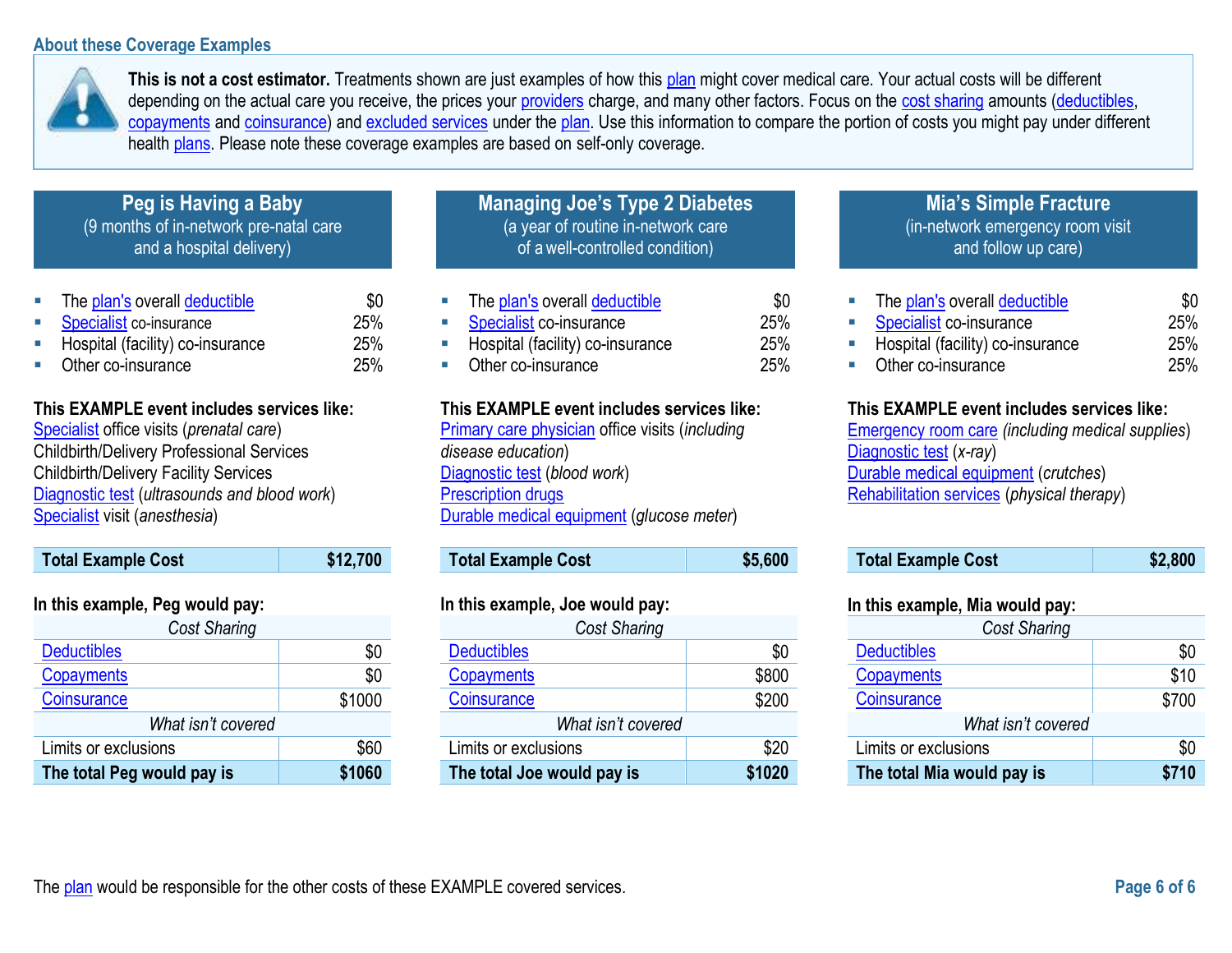## About these Coverage Examples

**This is not a cost estimator.** Treatments shown are just examples of how this plan might cover medical care. Your actual costs will be different depending on the actual care you receive, the prices your providers charge, and many other factors. Focus on the cost sharing amounts (deductibles, copayments and coinsurance) and excluded services under the plan. Use this information to compare the portion of costs you might pay under different health plans. Please note these coverage examples are based on self-only coverage.

### Peg is Having a Baby
(9 months of in-network pre-natal care and a hospital delivery)

- The plan's overall deductible $0
- Specialist co-insurance 25%
- Hospital (facility) co-insurance 25%
- Other co-insurance 25%

**This EXAMPLE event includes services like:**
Specialist office visits (*prenatal care*)
Childbirth/Delivery Professional Services
Childbirth/Delivery Facility Services
Diagnostic test (*ultrasounds and blood work*)
Specialist visit (*anesthesia*)

| | |
|---|---|
| **Total Example Cost** | **$12,700** |

**In this example, Peg would pay:**

| *Cost Sharing* | |
|---|---|
| Deductibles | $0 |
| Copayments | $0 |
| Coinsurance | $1000 |
| *What isn't covered* | |
| Limits or exclusions | $60 |
| **The total Peg would pay is** | **$1060** |

### Managing Joe's Type 2 Diabetes
(a year of routine in-network care of a well-controlled condition)

- The plan's overall deductible $0
- Specialist co-insurance 25%
- Hospital (facility) co-insurance 25%
- Other co-insurance 25%

**This EXAMPLE event includes services like:**
Primary care physician office visits (*including disease education*)
Diagnostic test (*blood work*)
Prescription drugs
Durable medical equipment (*glucose meter*)

| | |
|---|---|
| **Total Example Cost** | **$5,600** |

**In this example, Joe would pay:**

| *Cost Sharing* | |
|---|---|
| Deductibles | $0 |
| Copayments | $800 |
| Coinsurance | $200 |
| *What isn't covered* | |
| Limits or exclusions | $20 |
| **The total Joe would pay is** | **$1020** |

### Mia's Simple Fracture
(in-network emergency room visit and follow up care)

- The plan's overall deductible $0
- Specialist co-insurance 25%
- Hospital (facility) co-insurance 25%
- Other co-insurance 25%

**This EXAMPLE event includes services like:**
Emergency room care *(including medical supplies)*
Diagnostic test (*x-ray*)
Durable medical equipment (*crutches*)
Rehabilitation services (*physical therapy*)

| | |
|---|---|
| **Total Example Cost** | **$2,800** |

**In this example, Mia would pay:**

| *Cost Sharing* | |
|---|---|
| Deductibles | $0 |
| Copayments | $10 |
| Coinsurance | $700 |
| *What isn't covered* | |
| Limits or exclusions | $0 |
| **The total Mia would pay is** | **$710** |

The plan would be responsible for the other costs of these EXAMPLE covered services.